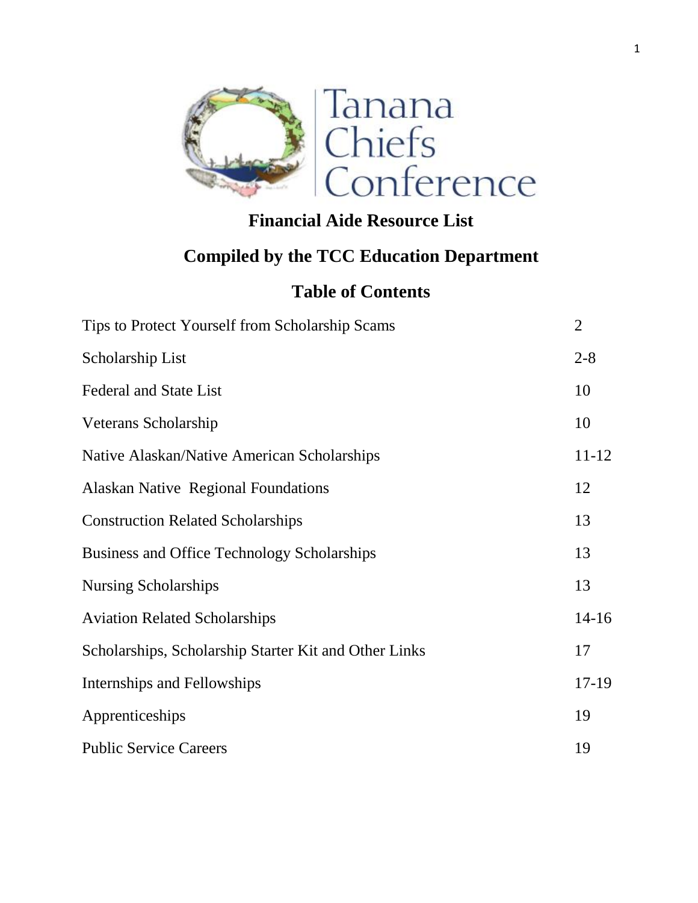Tanana Chiefs Conference

# Financial Aide Resource List

## Compiled by the TCC Education Department

## Table of Contents

| | |
|---|---|
| Tips to Protect Yourself from Scholarship Scams | 2 |
| Scholarship List | 2-8 |
| Federal and State List | 10 |
| Veterans Scholarship | 10 |
| Native Alaskan/Native American Scholarships | 11-12 |
| Alaskan Native Regional Foundations | 12 |
| Construction Related Scholarships | 13 |
| Business and Office Technology Scholarships | 13 |
| Nursing Scholarships | 13 |
| Aviation Related Scholarships | 14-16 |
| Scholarships, Scholarship Starter Kit and Other Links | 17 |
| Internships and Fellowships | 17-19 |
| Apprenticeships | 19 |
| Public Service Careers | 19 |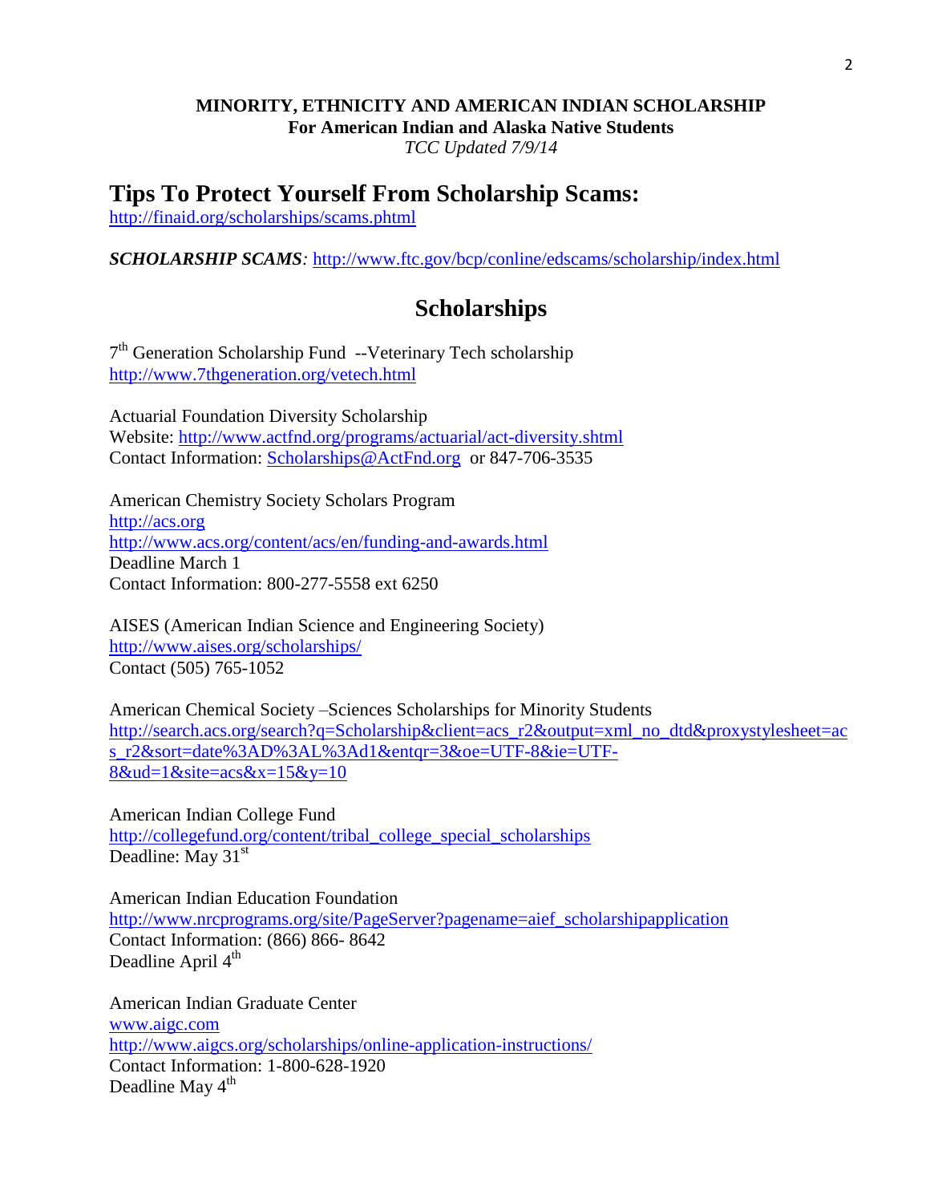**MINORITY, ETHNICITY AND AMERICAN INDIAN SCHOLARSHIP**
**For American Indian and Alaska Native Students**
*TCC Updated 7/9/14*

# Tips To Protect Yourself From Scholarship Scams:

http://finaid.org/scholarships/scams.phtml

***SCHOLARSHIP SCAMS**:* http://www.ftc.gov/bcp/conline/edscams/scholarship/index.html

## Scholarships

7th Generation Scholarship Fund --Veterinary Tech scholarship
http://www.7thgeneration.org/vetech.html

Actuarial Foundation Diversity Scholarship
Website: http://www.actfnd.org/programs/actuarial/act-diversity.shtml
Contact Information: Scholarships@ActFnd.org or 847-706-3535

American Chemistry Society Scholars Program
http://acs.org
http://www.acs.org/content/acs/en/funding-and-awards.html
Deadline March 1
Contact Information: 800-277-5558 ext 6250

AISES (American Indian Science and Engineering Society)
http://www.aises.org/scholarships/
Contact (505) 765-1052

American Chemical Society –Sciences Scholarships for Minority Students
http://search.acs.org/search?q=Scholarship&client=acs_r2&output=xml_no_dtd&proxystylesheet=acs_r2&sort=date%3AD%3AL%3Ad1&entqr=3&oe=UTF-8&ie=UTF-8&ud=1&site=acs&x=15&y=10

American Indian College Fund
http://collegefund.org/content/tribal_college_special_scholarships
Deadline: May 31st

American Indian Education Foundation
http://www.nrcprograms.org/site/PageServer?pagename=aief_scholarshipapplication
Contact Information: (866) 866- 8642
Deadline April 4th

American Indian Graduate Center
www.aigc.com
http://www.aigcs.org/scholarships/online-application-instructions/
Contact Information: 1-800-628-1920
Deadline May 4th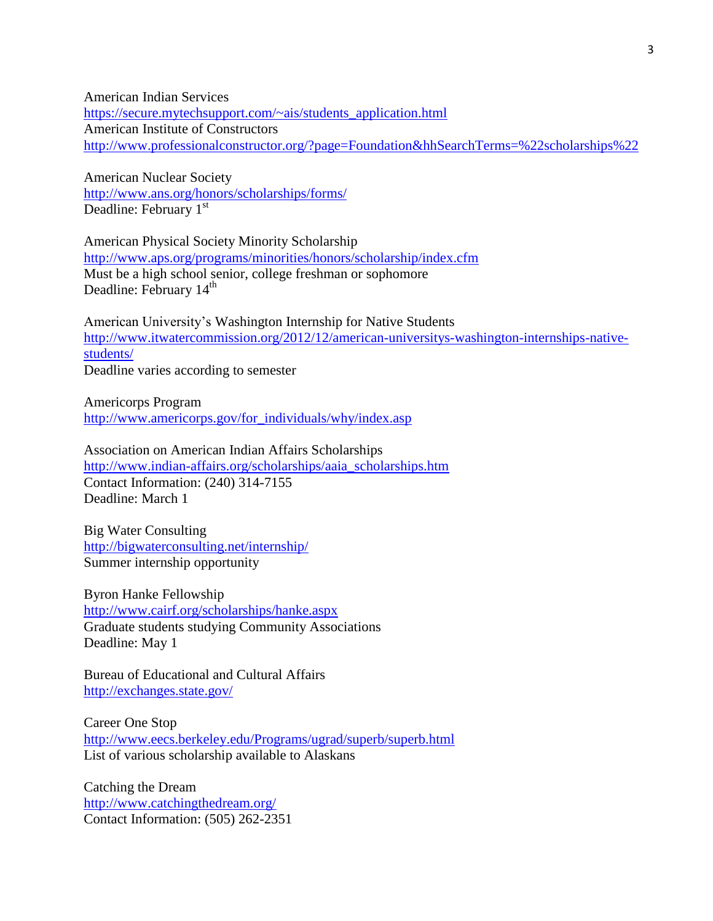American Indian Services
https://secure.mytechsupport.com/~ais/students_application.html
American Institute of Constructors
http://www.professionalconstructor.org/?page=Foundation&hhSearchTerms=%22scholarships%22

American Nuclear Society
http://www.ans.org/honors/scholarships/forms/
Deadline: February 1st

American Physical Society Minority Scholarship
http://www.aps.org/programs/minorities/honors/scholarship/index.cfm
Must be a high school senior, college freshman or sophomore
Deadline: February 14th

American University's Washington Internship for Native Students
http://www.itwatercommission.org/2012/12/american-universitys-washington-internships-native-students/
Deadline varies according to semester

Americorps Program
http://www.americorps.gov/for_individuals/why/index.asp

Association on American Indian Affairs Scholarships
http://www.indian-affairs.org/scholarships/aaia_scholarships.htm
Contact Information: (240) 314-7155
Deadline: March 1

Big Water Consulting
http://bigwaterconsulting.net/internship/
Summer internship opportunity

Byron Hanke Fellowship
http://www.cairf.org/scholarships/hanke.aspx
Graduate students studying Community Associations
Deadline: May 1

Bureau of Educational and Cultural Affairs
http://exchanges.state.gov/

Career One Stop
http://www.eecs.berkeley.edu/Programs/ugrad/superb/superb.html
List of various scholarship available to Alaskans

Catching the Dream
http://www.catchingthedream.org/
Contact Information: (505) 262-2351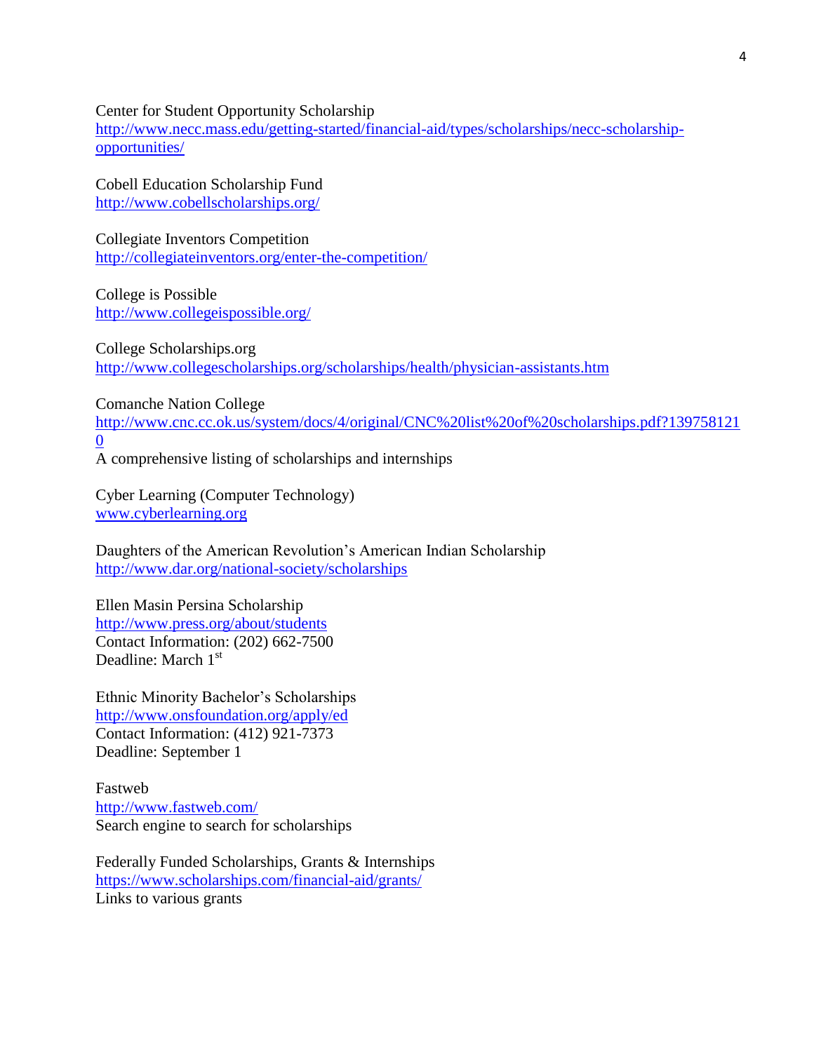Center for Student Opportunity Scholarship
http://www.necc.mass.edu/getting-started/financial-aid/types/scholarships/necc-scholarship-opportunities/

Cobell Education Scholarship Fund
http://www.cobellscholarships.org/

Collegiate Inventors Competition
http://collegiateinventors.org/enter-the-competition/

College is Possible
http://www.collegeispossible.org/

College Scholarships.org
http://www.collegescholarships.org/scholarships/health/physician-assistants.htm

Comanche Nation College
http://www.cnc.cc.ok.us/system/docs/4/original/CNC%20list%20of%20scholarships.pdf?1397581210
A comprehensive listing of scholarships and internships

Cyber Learning (Computer Technology)
www.cyberlearning.org

Daughters of the American Revolution's American Indian Scholarship
http://www.dar.org/national-society/scholarships

Ellen Masin Persina Scholarship
http://www.press.org/about/students
Contact Information: (202) 662-7500
Deadline: March 1st

Ethnic Minority Bachelor's Scholarships
http://www.onsfoundation.org/apply/ed
Contact Information: (412) 921-7373
Deadline: September 1

Fastweb
http://www.fastweb.com/
Search engine to search for scholarships

Federally Funded Scholarships, Grants & Internships
https://www.scholarships.com/financial-aid/grants/
Links to various grants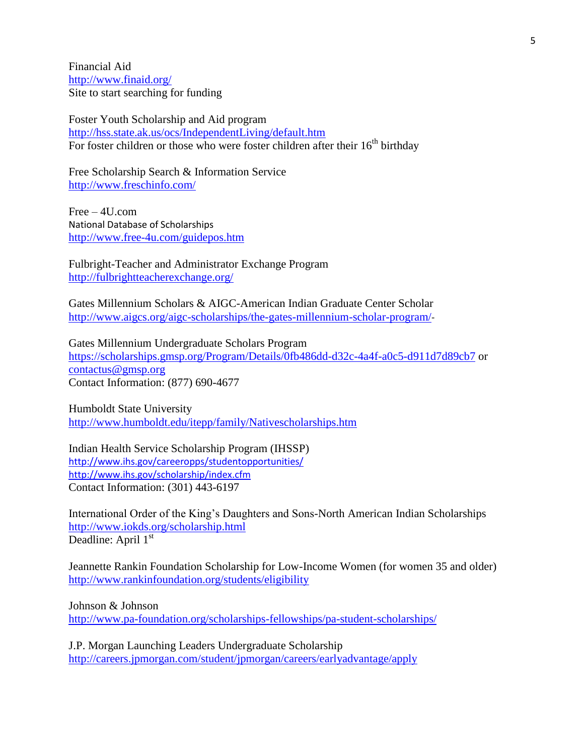Financial Aid
http://www.finaid.org/
Site to start searching for funding

Foster Youth Scholarship and Aid program
http://hss.state.ak.us/ocs/IndependentLiving/default.htm
For foster children or those who were foster children after their 16th birthday

Free Scholarship Search & Information Service
http://www.freschinfo.com/

Free – 4U.com
National Database of Scholarships
http://www.free-4u.com/guidepos.htm

Fulbright-Teacher and Administrator Exchange Program
http://fulbrightteacherexchange.org/

Gates Millennium Scholars & AIGC-American Indian Graduate Center Scholar
http://www.aigcs.org/aigc-scholarships/the-gates-millennium-scholar-program/-

Gates Millennium Undergraduate Scholars Program
https://scholarships.gmsp.org/Program/Details/0fb486dd-d32c-4a4f-a0c5-d911d7d89cb7 or contactus@gmsp.org
Contact Information: (877) 690-4677

Humboldt State University
http://www.humboldt.edu/itepp/family/Nativescholarships.htm

Indian Health Service Scholarship Program (IHSSP)
http://www.ihs.gov/careeropps/studentopportunities/
http://www.ihs.gov/scholarship/index.cfm
Contact Information: (301) 443-6197

International Order of the King's Daughters and Sons-North American Indian Scholarships
http://www.iokds.org/scholarship.html
Deadline: April 1st

Jeannette Rankin Foundation Scholarship for Low-Income Women (for women 35 and older)
http://www.rankinfoundation.org/students/eligibility

Johnson & Johnson
http://www.pa-foundation.org/scholarships-fellowships/pa-student-scholarships/

J.P. Morgan Launching Leaders Undergraduate Scholarship
http://careers.jpmorgan.com/student/jpmorgan/careers/earlyadvantage/apply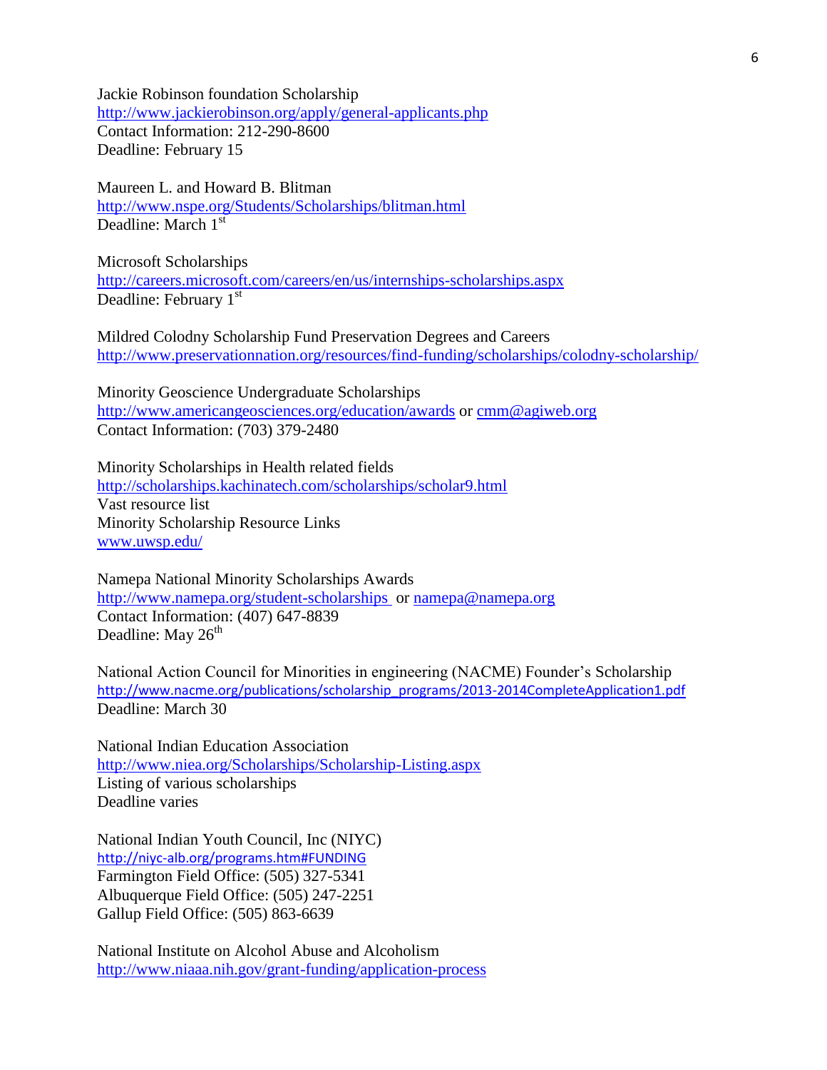Jackie Robinson foundation Scholarship
http://www.jackierobinson.org/apply/general-applicants.php
Contact Information: 212-290-8600
Deadline: February 15

Maureen L. and Howard B. Blitman
http://www.nspe.org/Students/Scholarships/blitman.html
Deadline: March 1st

Microsoft Scholarships
http://careers.microsoft.com/careers/en/us/internships-scholarships.aspx
Deadline: February 1st

Mildred Colodny Scholarship Fund Preservation Degrees and Careers
http://www.preservationnation.org/resources/find-funding/scholarships/colodny-scholarship/

Minority Geoscience Undergraduate Scholarships
http://www.americangeosciences.org/education/awards or cmm@agiweb.org
Contact Information: (703) 379-2480

Minority Scholarships in Health related fields
http://scholarships.kachinatech.com/scholarships/scholar9.html
Vast resource list
Minority Scholarship Resource Links
www.uwsp.edu/

Namepa National Minority Scholarships Awards
http://www.namepa.org/student-scholarships or namepa@namepa.org
Contact Information: (407) 647-8839
Deadline: May 26th

National Action Council for Minorities in engineering (NACME) Founder's Scholarship
http://www.nacme.org/publications/scholarship_programs/2013-2014CompleteApplication1.pdf
Deadline: March 30

National Indian Education Association
http://www.niea.org/Scholarships/Scholarship-Listing.aspx
Listing of various scholarships
Deadline varies

National Indian Youth Council, Inc (NIYC)
http://niyc-alb.org/programs.htm#FUNDING
Farmington Field Office: (505) 327-5341
Albuquerque Field Office: (505) 247-2251
Gallup Field Office: (505) 863-6639

National Institute on Alcohol Abuse and Alcoholism
http://www.niaaa.nih.gov/grant-funding/application-process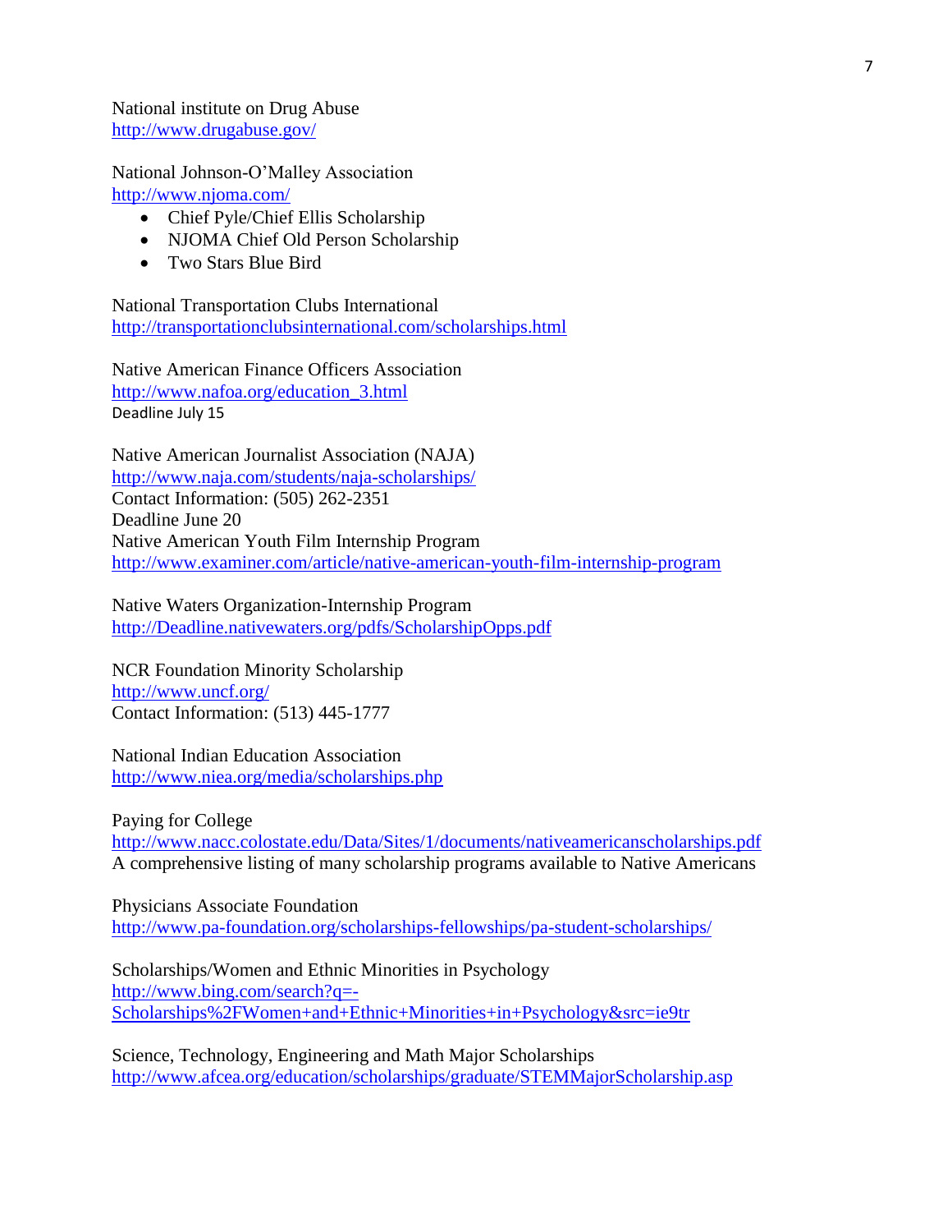National institute on Drug Abuse
http://www.drugabuse.gov/

National Johnson-O'Malley Association
http://www.njoma.com/

- Chief Pyle/Chief Ellis Scholarship
- NJOMA Chief Old Person Scholarship
- Two Stars Blue Bird

National Transportation Clubs International
http://transportationclubsinternational.com/scholarships.html

Native American Finance Officers Association
http://www.nafoa.org/education_3.html
Deadline July 15

Native American Journalist Association (NAJA)
http://www.naja.com/students/naja-scholarships/
Contact Information: (505) 262-2351
Deadline June 20
Native American Youth Film Internship Program
http://www.examiner.com/article/native-american-youth-film-internship-program

Native Waters Organization-Internship Program
http://Deadline.nativewaters.org/pdfs/ScholarshipOpps.pdf

NCR Foundation Minority Scholarship
http://www.uncf.org/
Contact Information: (513) 445-1777

National Indian Education Association
http://www.niea.org/media/scholarships.php

Paying for College
http://www.nacc.colostate.edu/Data/Sites/1/documents/nativeamericanscholarships.pdf
A comprehensive listing of many scholarship programs available to Native Americans

Physicians Associate Foundation
http://www.pa-foundation.org/scholarships-fellowships/pa-student-scholarships/

Scholarships/Women and Ethnic Minorities in Psychology
http://www.bing.com/search?q=-Scholarships%2FWomen+and+Ethnic+Minorities+in+Psychology&src=ie9tr

Science, Technology, Engineering and Math Major Scholarships
http://www.afcea.org/education/scholarships/graduate/STEMMajorScholarship.asp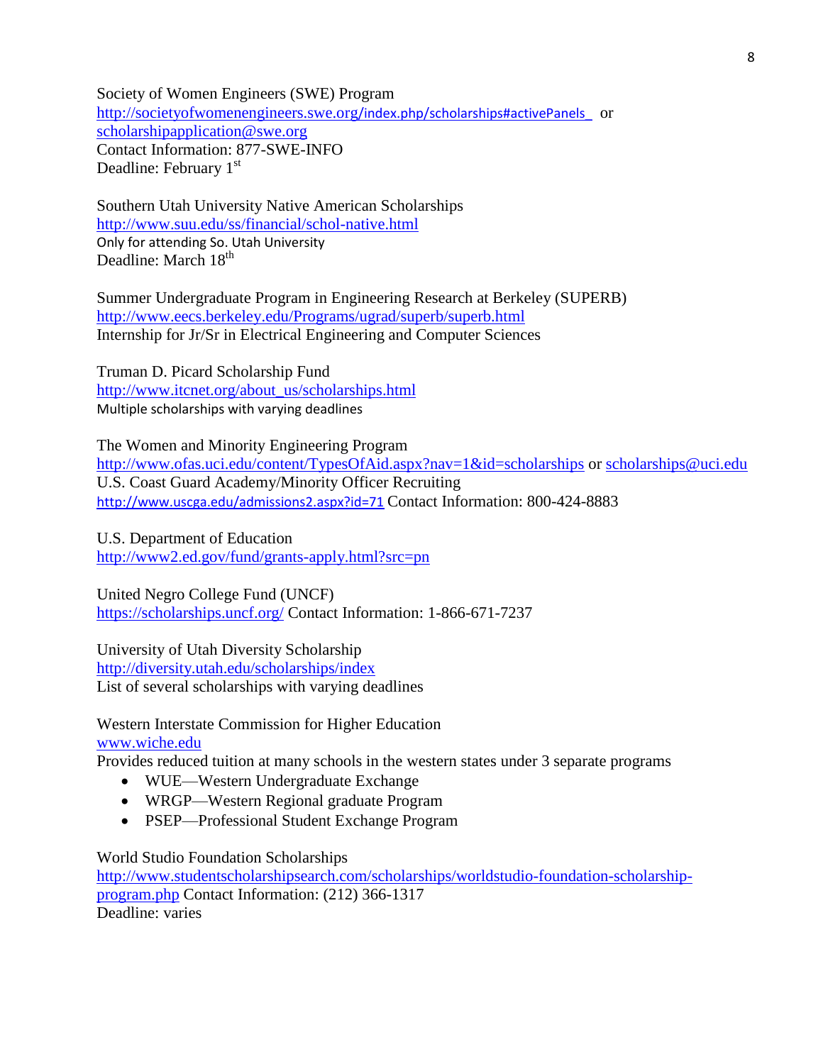Society of Women Engineers (SWE) Program
http://societyofwomenengineers.swe.org/index.php/scholarships#activePanels_ or scholarshipapplication@swe.org
Contact Information: 877-SWE-INFO
Deadline: February 1st

Southern Utah University Native American Scholarships
http://www.suu.edu/ss/financial/schol-native.html
Only for attending So. Utah University
Deadline: March 18th

Summer Undergraduate Program in Engineering Research at Berkeley (SUPERB)
http://www.eecs.berkeley.edu/Programs/ugrad/superb/superb.html
Internship for Jr/Sr in Electrical Engineering and Computer Sciences

Truman D. Picard Scholarship Fund
http://www.itcnet.org/about_us/scholarships.html
Multiple scholarships with varying deadlines

The Women and Minority Engineering Program
http://www.ofas.uci.edu/content/TypesOfAid.aspx?nav=1&id=scholarships or scholarships@uci.edu
U.S. Coast Guard Academy/Minority Officer Recruiting
http://www.uscga.edu/admissions2.aspx?id=71 Contact Information: 800-424-8883

U.S. Department of Education
http://www2.ed.gov/fund/grants-apply.html?src=pn

United Negro College Fund (UNCF)
https://scholarships.uncf.org/ Contact Information: 1-866-671-7237

University of Utah Diversity Scholarship
http://diversity.utah.edu/scholarships/index
List of several scholarships with varying deadlines

Western Interstate Commission for Higher Education
www.wiche.edu
Provides reduced tuition at many schools in the western states under 3 separate programs

- WUE—Western Undergraduate Exchange
- WRGP—Western Regional graduate Program
- PSEP—Professional Student Exchange Program

World Studio Foundation Scholarships
http://www.studentscholarshipsearch.com/scholarships/worldstudio-foundation-scholarship-program.php Contact Information: (212) 366-1317
Deadline: varies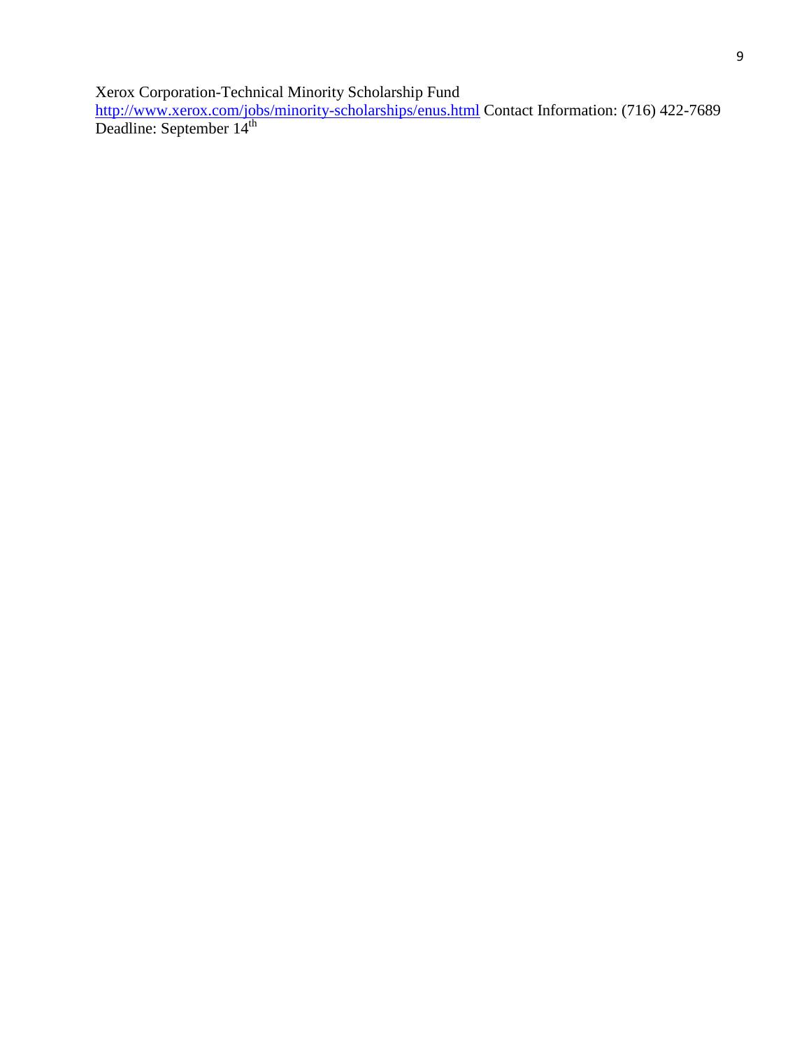Xerox Corporation-Technical Minority Scholarship Fund
http://www.xerox.com/jobs/minority-scholarships/enus.html Contact Information: (716) 422-7689
Deadline: September 14th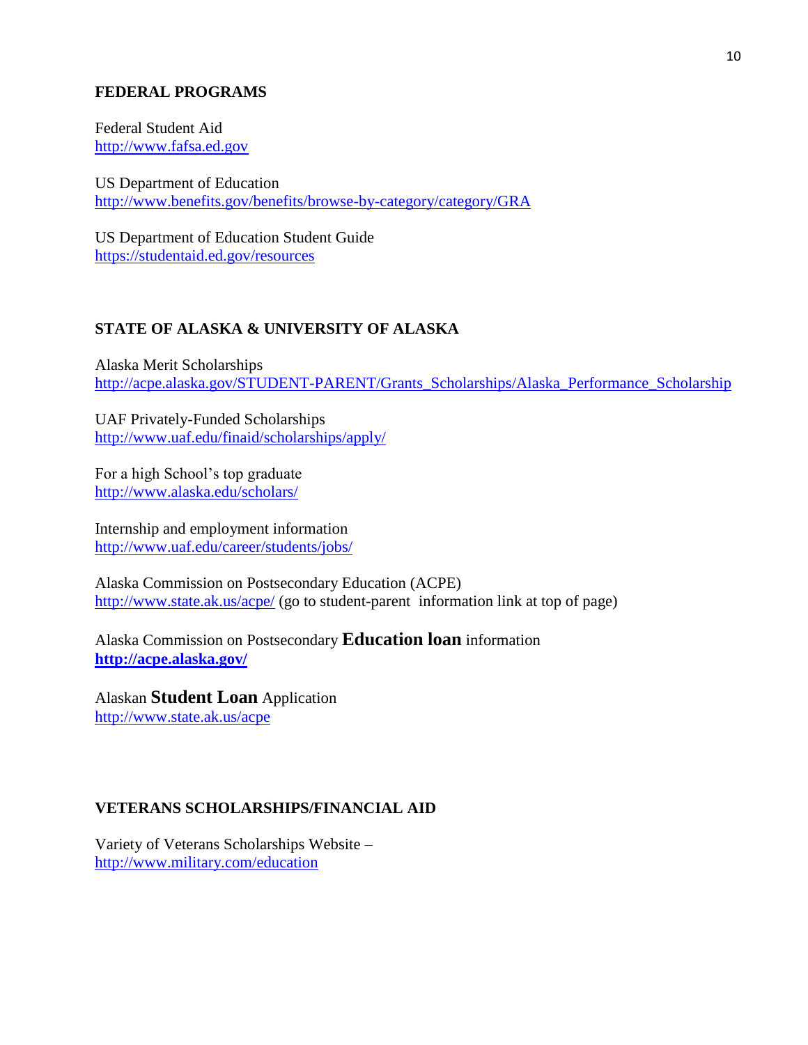## FEDERAL PROGRAMS

Federal Student Aid
http://www.fafsa.ed.gov

US Department of Education
http://www.benefits.gov/benefits/browse-by-category/category/GRA

US Department of Education Student Guide
https://studentaid.ed.gov/resources

## STATE OF ALASKA & UNIVERSITY OF ALASKA

Alaska Merit Scholarships
http://acpe.alaska.gov/STUDENT-PARENT/Grants_Scholarships/Alaska_Performance_Scholarship

UAF Privately-Funded Scholarships
http://www.uaf.edu/finaid/scholarships/apply/

For a high School's top graduate
http://www.alaska.edu/scholars/

Internship and employment information
http://www.uaf.edu/career/students/jobs/

Alaska Commission on Postsecondary Education (ACPE)
http://www.state.ak.us/acpe/ (go to student-parent information link at top of page)

Alaska Commission on Postsecondary **Education loan** information
**http://acpe.alaska.gov/**

Alaskan **Student Loan** Application
http://www.state.ak.us/acpe

## VETERANS SCHOLARSHIPS/FINANCIAL AID

Variety of Veterans Scholarships Website –
http://www.military.com/education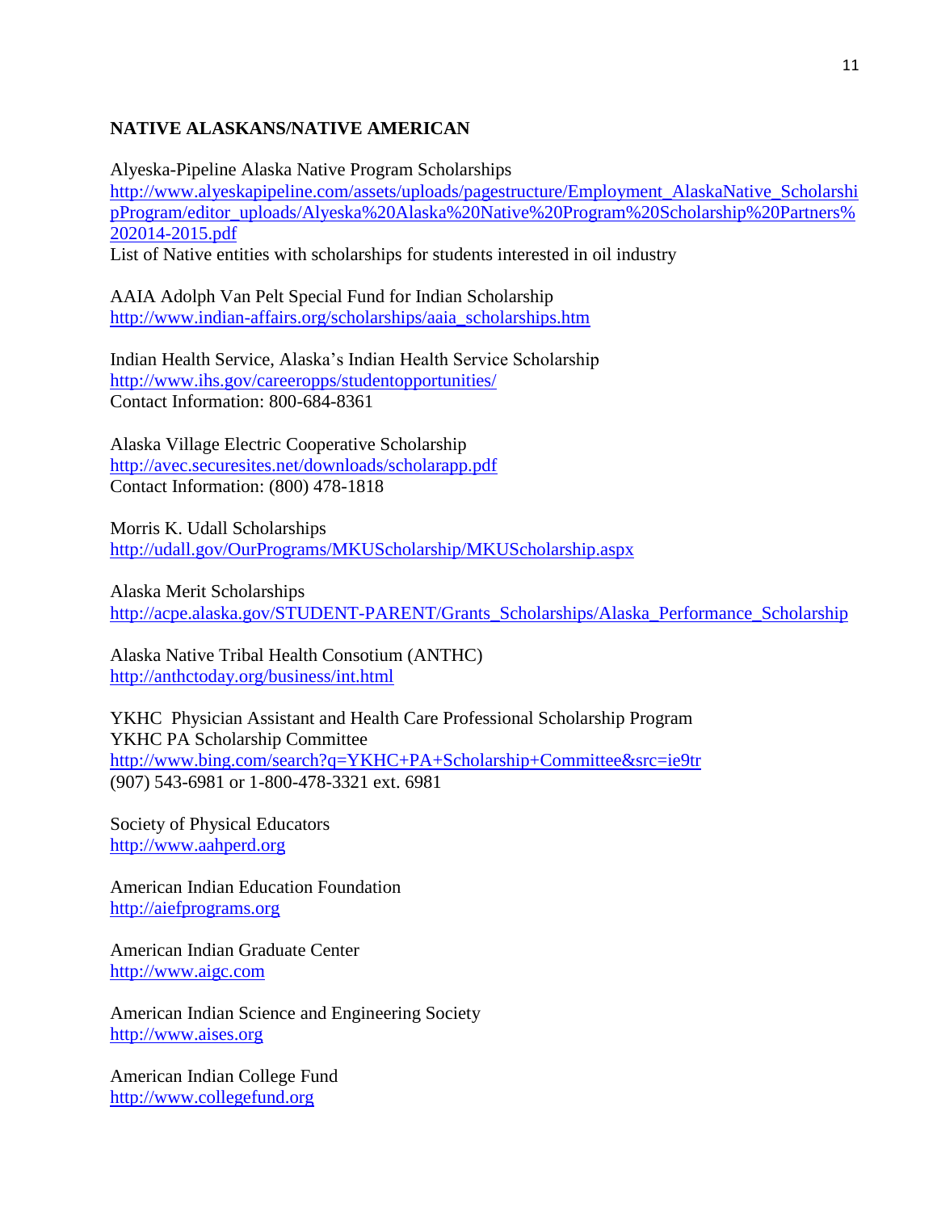## NATIVE ALASKANS/NATIVE AMERICAN

Alyeska-Pipeline Alaska Native Program Scholarships
http://www.alyeskapipeline.com/assets/uploads/pagestructure/Employment_AlaskaNative_ScholarshipProgram/editor_uploads/Alyeska%20Alaska%20Native%20Program%20Scholarship%20Partners%202014-2015.pdf
List of Native entities with scholarships for students interested in oil industry

AAIA Adolph Van Pelt Special Fund for Indian Scholarship
http://www.indian-affairs.org/scholarships/aaia_scholarships.htm

Indian Health Service, Alaska's Indian Health Service Scholarship
http://www.ihs.gov/careeropps/studentopportunities/
Contact Information: 800-684-8361

Alaska Village Electric Cooperative Scholarship
http://avec.securesites.net/downloads/scholarapp.pdf
Contact Information: (800) 478-1818

Morris K. Udall Scholarships
http://udall.gov/OurPrograms/MKUScholarship/MKUScholarship.aspx

Alaska Merit Scholarships
http://acpe.alaska.gov/STUDENT-PARENT/Grants_Scholarships/Alaska_Performance_Scholarship

Alaska Native Tribal Health Consotium (ANTHC)
http://anthctoday.org/business/int.html

YKHC Physician Assistant and Health Care Professional Scholarship Program
YKHC PA Scholarship Committee
http://www.bing.com/search?q=YKHC+PA+Scholarship+Committee&src=ie9tr
(907) 543-6981 or 1-800-478-3321 ext. 6981

Society of Physical Educators
http://www.aahperd.org

American Indian Education Foundation
http://aiefprograms.org

American Indian Graduate Center
http://www.aigc.com

American Indian Science and Engineering Society
http://www.aises.org

American Indian College Fund
http://www.collegefund.org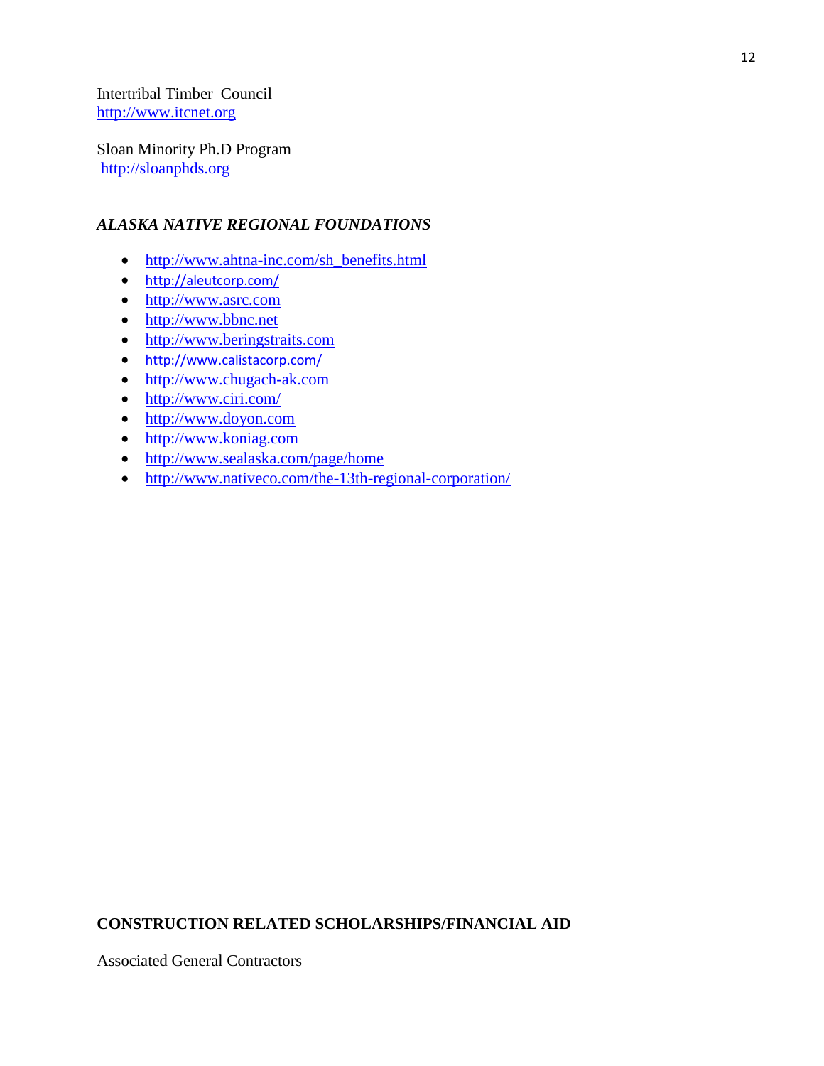Intertribal Timber Council
http://www.itcnet.org

Sloan Minority Ph.D Program
http://sloanphds.org

### *ALASKA NATIVE REGIONAL FOUNDATIONS*

- http://www.ahtna-inc.com/sh_benefits.html
- http://aleutcorp.com/
- http://www.asrc.com
- http://www.bbnc.net
- http://www.beringstraits.com
- http://www.calistacorp.com/
- http://www.chugach-ak.com
- http://www.ciri.com/
- http://www.doyon.com
- http://www.koniag.com
- http://www.sealaska.com/page/home
- http://www.nativeco.com/the-13th-regional-corporation/

## CONSTRUCTION RELATED SCHOLARSHIPS/FINANCIAL AID

Associated General Contractors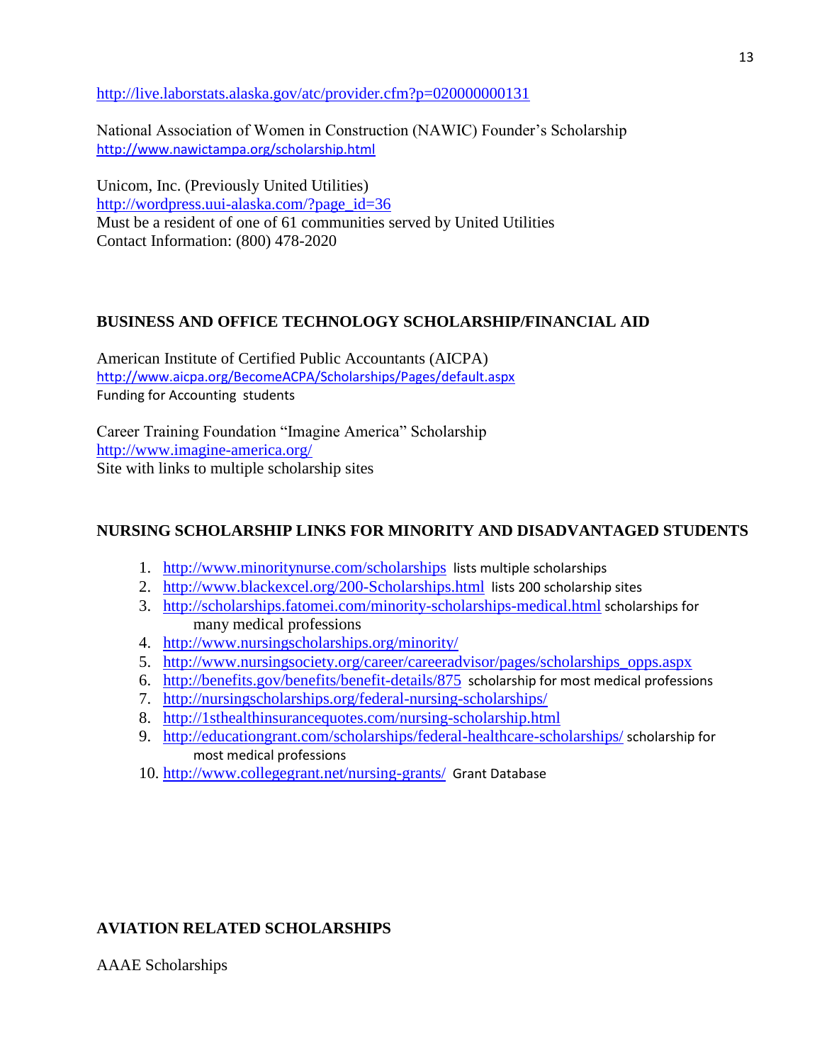http://live.laborstats.alaska.gov/atc/provider.cfm?p=020000000131

National Association of Women in Construction (NAWIC) Founder's Scholarship
http://www.nawictampa.org/scholarship.html

Unicom, Inc. (Previously United Utilities)
http://wordpress.uui-alaska.com/?page_id=36
Must be a resident of one of 61 communities served by United Utilities
Contact Information: (800) 478-2020

## BUSINESS AND OFFICE TECHNOLOGY SCHOLARSHIP/FINANCIAL AID

American Institute of Certified Public Accountants (AICPA)
http://www.aicpa.org/BecomeACPA/Scholarships/Pages/default.aspx
Funding for Accounting students

Career Training Foundation "Imagine America" Scholarship
http://www.imagine-america.org/
Site with links to multiple scholarship sites

## NURSING SCHOLARSHIP LINKS FOR MINORITY AND DISADVANTAGED STUDENTS

1. http://www.minoritynurse.com/scholarships lists multiple scholarships
2. http://www.blackexcel.org/200-Scholarships.html lists 200 scholarship sites
3. http://scholarships.fatomei.com/minority-scholarships-medical.html scholarships for many medical professions
4. http://www.nursingscholarships.org/minority/
5. http://www.nursingsociety.org/career/careeradvisor/pages/scholarships_opps.aspx
6. http://benefits.gov/benefits/benefit-details/875 scholarship for most medical professions
7. http://nursingscholarships.org/federal-nursing-scholarships/
8. http://1sthealthinsurancequotes.com/nursing-scholarship.html
9. http://educationgrant.com/scholarships/federal-healthcare-scholarships/ scholarship for most medical professions
10. http://www.collegegrant.net/nursing-grants/ Grant Database

## AVIATION RELATED SCHOLARSHIPS

AAAE Scholarships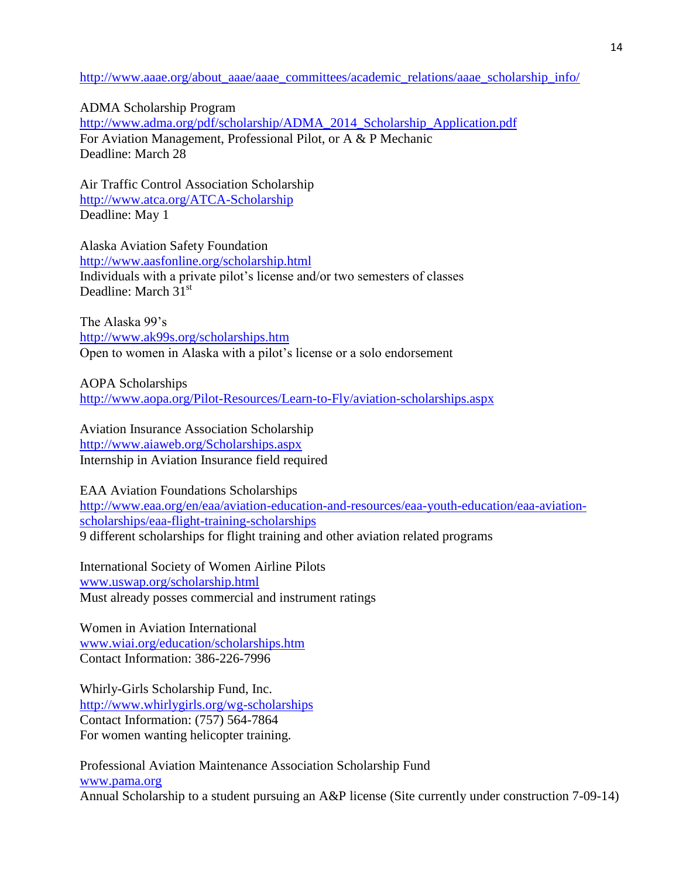http://www.aaae.org/about_aaae/aaae_committees/academic_relations/aaae_scholarship_info/

ADMA Scholarship Program
http://www.adma.org/pdf/scholarship/ADMA_2014_Scholarship_Application.pdf
For Aviation Management, Professional Pilot, or A & P Mechanic
Deadline: March 28

Air Traffic Control Association Scholarship
http://www.atca.org/ATCA-Scholarship
Deadline: May 1

Alaska Aviation Safety Foundation
http://www.aasfonline.org/scholarship.html
Individuals with a private pilot's license and/or two semesters of classes
Deadline: March 31st

The Alaska 99's
http://www.ak99s.org/scholarships.htm
Open to women in Alaska with a pilot's license or a solo endorsement

AOPA Scholarships
http://www.aopa.org/Pilot-Resources/Learn-to-Fly/aviation-scholarships.aspx

Aviation Insurance Association Scholarship
http://www.aiaweb.org/Scholarships.aspx
Internship in Aviation Insurance field required

EAA Aviation Foundations Scholarships
http://www.eaa.org/en/eaa/aviation-education-and-resources/eaa-youth-education/eaa-aviation-scholarships/eaa-flight-training-scholarships
9 different scholarships for flight training and other aviation related programs

International Society of Women Airline Pilots
www.uswap.org/scholarship.html
Must already posses commercial and instrument ratings

Women in Aviation International
www.wiai.org/education/scholarships.htm
Contact Information: 386-226-7996

Whirly-Girls Scholarship Fund, Inc.
http://www.whirlygirls.org/wg-scholarships
Contact Information: (757) 564-7864
For women wanting helicopter training.

Professional Aviation Maintenance Association Scholarship Fund
www.pama.org
Annual Scholarship to a student pursuing an A&P license (Site currently under construction 7-09-14)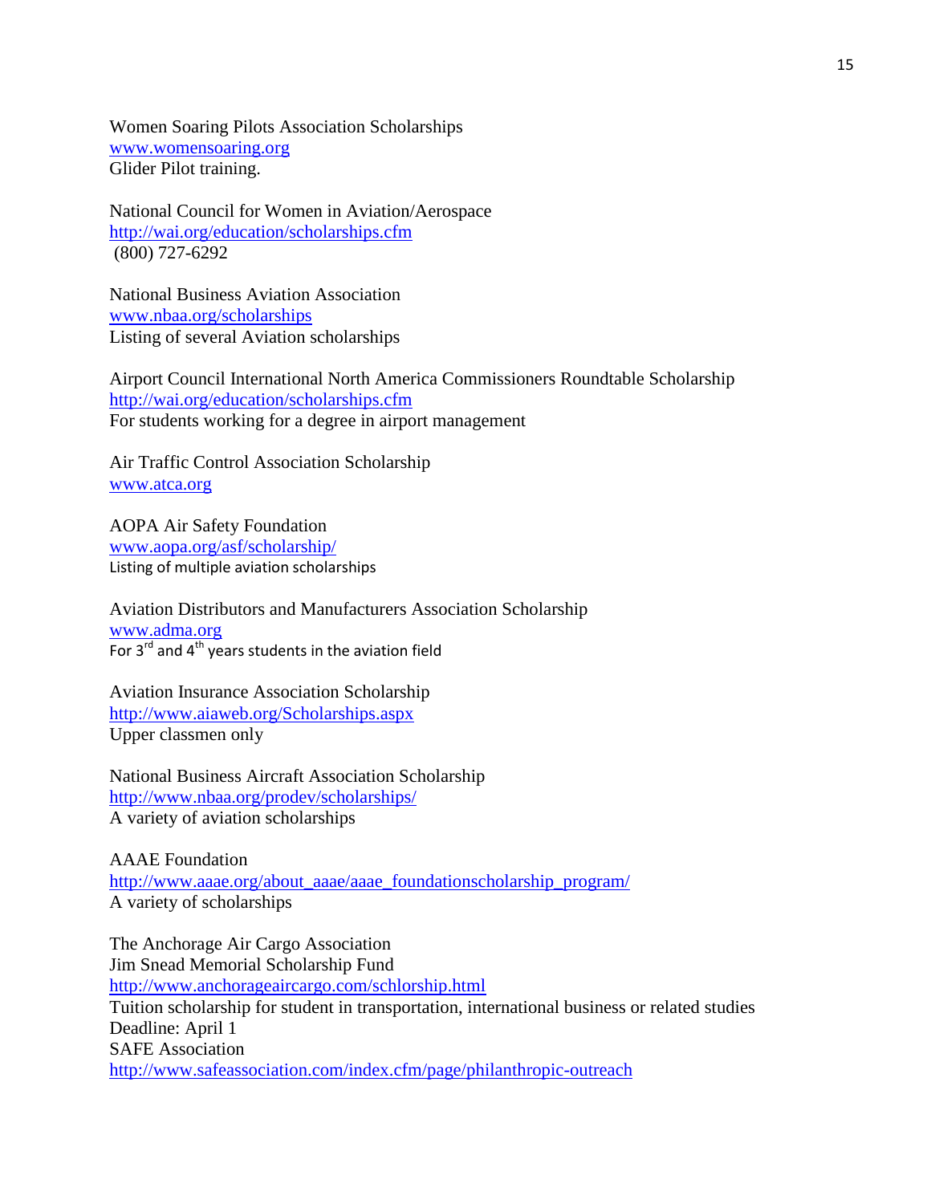Women Soaring Pilots Association Scholarships
www.womensoaring.org
Glider Pilot training.

National Council for Women in Aviation/Aerospace
http://wai.org/education/scholarships.cfm
(800) 727-6292

National Business Aviation Association
www.nbaa.org/scholarships
Listing of several Aviation scholarships

Airport Council International North America Commissioners Roundtable Scholarship
http://wai.org/education/scholarships.cfm
For students working for a degree in airport management

Air Traffic Control Association Scholarship
www.atca.org

AOPA Air Safety Foundation
www.aopa.org/asf/scholarship/
Listing of multiple aviation scholarships

Aviation Distributors and Manufacturers Association Scholarship
www.adma.org
For 3rd and 4th years students in the aviation field

Aviation Insurance Association Scholarship
http://www.aiaweb.org/Scholarships.aspx
Upper classmen only

National Business Aircraft Association Scholarship
http://www.nbaa.org/prodev/scholarships/
A variety of aviation scholarships

AAAE Foundation
http://www.aaae.org/about_aaae/aaae_foundationscholarship_program/
A variety of scholarships

The Anchorage Air Cargo Association
Jim Snead Memorial Scholarship Fund
http://www.anchorageaircargo.com/schlorship.html
Tuition scholarship for student in transportation, international business or related studies
Deadline: April 1
SAFE Association
http://www.safeassociation.com/index.cfm/page/philanthropic-outreach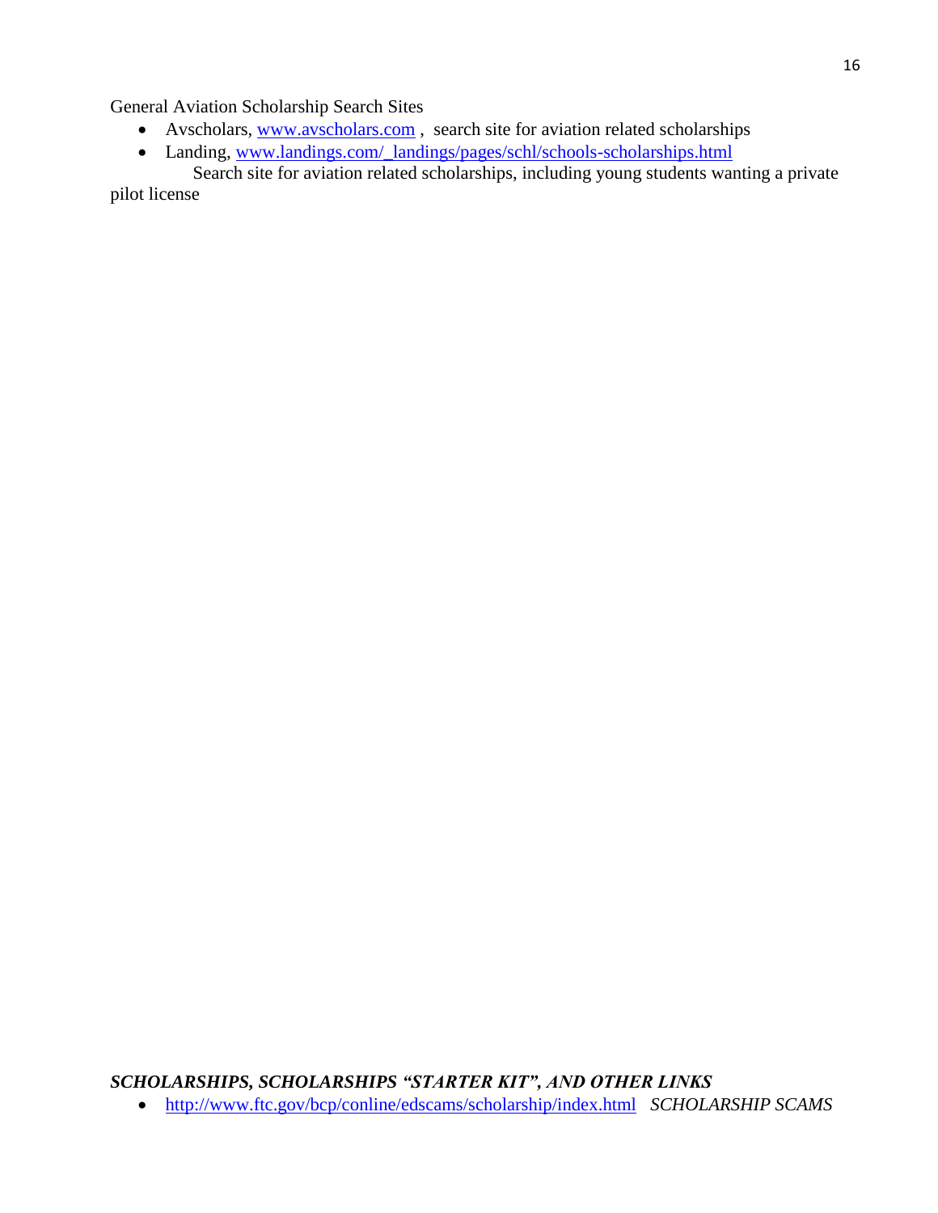General Aviation Scholarship Search Sites

- Avscholars, www.avscholars.com , search site for aviation related scholarships
- Landing, www.landings.com/_landings/pages/schl/schools-scholarships.html

Search site for aviation related scholarships, including young students wanting a private pilot license

***SCHOLARSHIPS, SCHOLARSHIPS "STARTER KIT", AND OTHER LINKS***

- http://www.ftc.gov/bcp/conline/edscams/scholarship/index.html *SCHOLARSHIP SCAMS*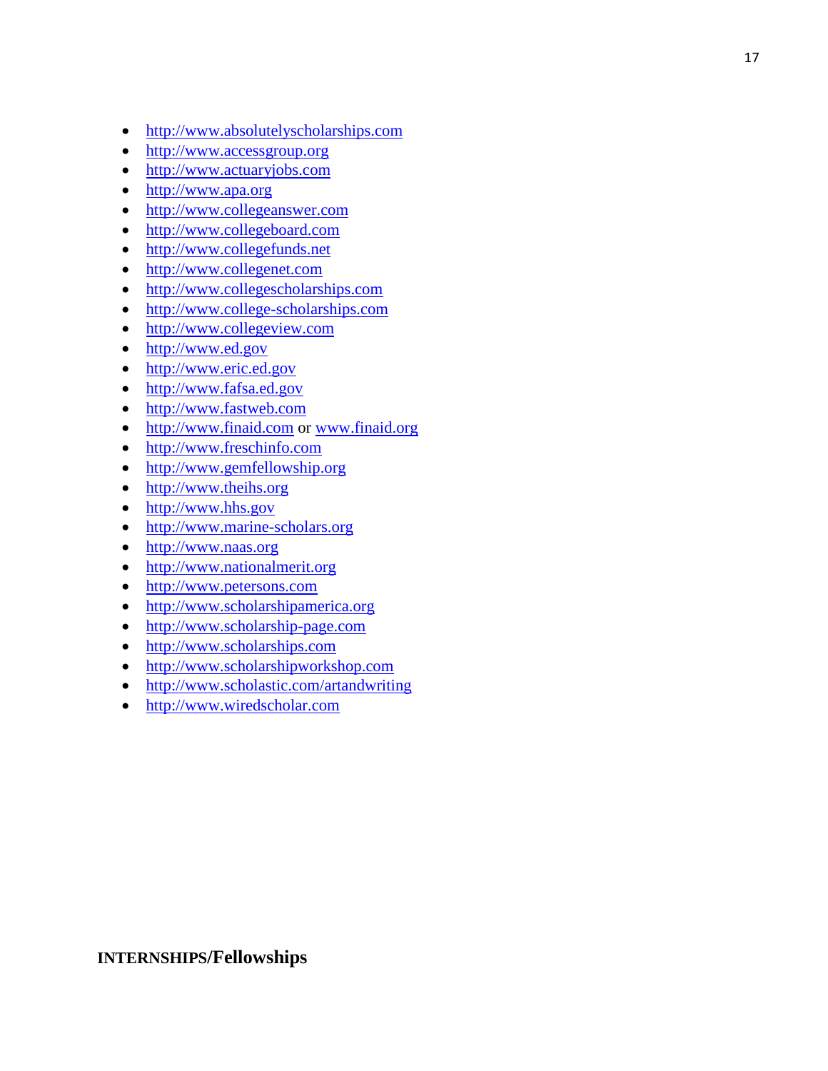- http://www.absolutelyscholarships.com
- http://www.accessgroup.org
- http://www.actuaryjobs.com
- http://www.apa.org
- http://www.collegeanswer.com
- http://www.collegeboard.com
- http://www.collegefunds.net
- http://www.collegenet.com
- http://www.collegescholarships.com
- http://www.college-scholarships.com
- http://www.collegeview.com
- http://www.ed.gov
- http://www.eric.ed.gov
- http://www.fafsa.ed.gov
- http://www.fastweb.com
- http://www.finaid.com or www.finaid.org
- http://www.freschinfo.com
- http://www.gemfellowship.org
- http://www.theihs.org
- http://www.hhs.gov
- http://www.marine-scholars.org
- http://www.naas.org
- http://www.nationalmerit.org
- http://www.petersons.com
- http://www.scholarshipamerica.org
- http://www.scholarship-page.com
- http://www.scholarships.com
- http://www.scholarshipworkshop.com
- http://www.scholastic.com/artandwriting
- http://www.wiredscholar.com

**INTERNSHIPS/Fellowships**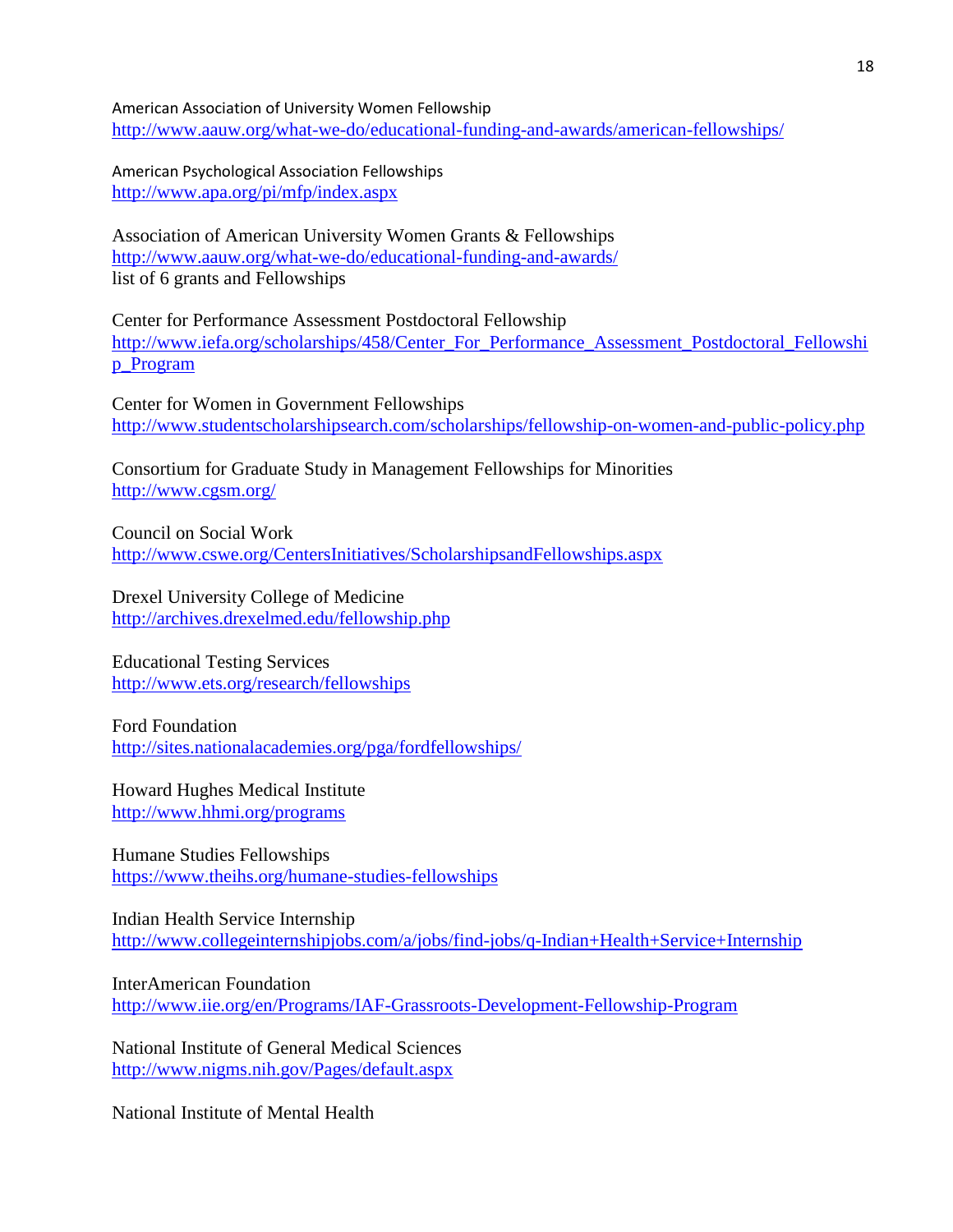American Association of University Women Fellowship
http://www.aauw.org/what-we-do/educational-funding-and-awards/american-fellowships/

American Psychological Association Fellowships
http://www.apa.org/pi/mfp/index.aspx

Association of American University Women Grants & Fellowships
http://www.aauw.org/what-we-do/educational-funding-and-awards/
list of 6 grants and Fellowships

Center for Performance Assessment Postdoctoral Fellowship
http://www.iefa.org/scholarships/458/Center_For_Performance_Assessment_Postdoctoral_Fellowship_Program

Center for Women in Government Fellowships
http://www.studentscholarshipsearch.com/scholarships/fellowship-on-women-and-public-policy.php

Consortium for Graduate Study in Management Fellowships for Minorities
http://www.cgsm.org/

Council on Social Work
http://www.cswe.org/CentersInitiatives/ScholarshipsandFellowships.aspx

Drexel University College of Medicine
http://archives.drexelmed.edu/fellowship.php

Educational Testing Services
http://www.ets.org/research/fellowships

Ford Foundation
http://sites.nationalacademies.org/pga/fordfellowships/

Howard Hughes Medical Institute
http://www.hhmi.org/programs

Humane Studies Fellowships
https://www.theihs.org/humane-studies-fellowships

Indian Health Service Internship
http://www.collegeinternshipjobs.com/a/jobs/find-jobs/q-Indian+Health+Service+Internship

InterAmerican Foundation
http://www.iie.org/en/Programs/IAF-Grassroots-Development-Fellowship-Program

National Institute of General Medical Sciences
http://www.nigms.nih.gov/Pages/default.aspx

National Institute of Mental Health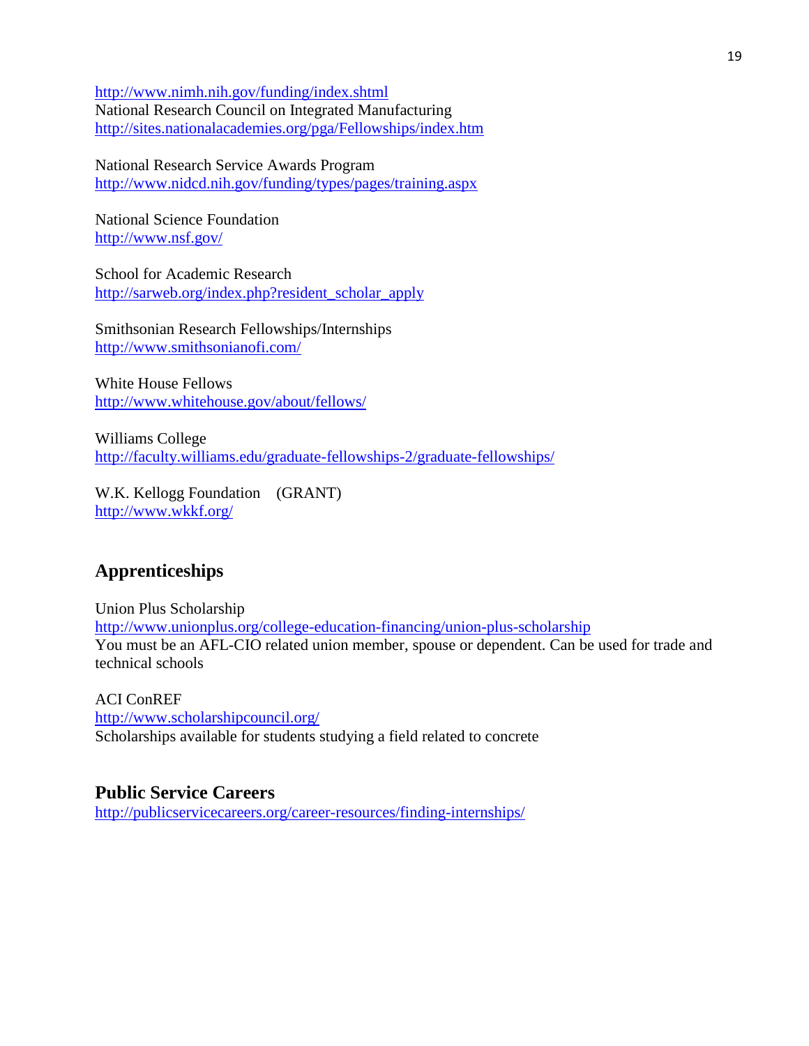http://www.nimh.nih.gov/funding/index.shtml
National Research Council on Integrated Manufacturing
http://sites.nationalacademies.org/pga/Fellowships/index.htm

National Research Service Awards Program
http://www.nidcd.nih.gov/funding/types/pages/training.aspx

National Science Foundation
http://www.nsf.gov/

School for Academic Research
http://sarweb.org/index.php?resident_scholar_apply

Smithsonian Research Fellowships/Internships
http://www.smithsonianofi.com/

White House Fellows
http://www.whitehouse.gov/about/fellows/

Williams College
http://faculty.williams.edu/graduate-fellowships-2/graduate-fellowships/

W.K. Kellogg Foundation (GRANT)
http://www.wkkf.org/

## Apprenticeships

Union Plus Scholarship
http://www.unionplus.org/college-education-financing/union-plus-scholarship
You must be an AFL-CIO related union member, spouse or dependent. Can be used for trade and technical schools

ACI ConREF
http://www.scholarshipcouncil.org/
Scholarships available for students studying a field related to concrete

## Public Service Careers

http://publicservicecareers.org/career-resources/finding-internships/